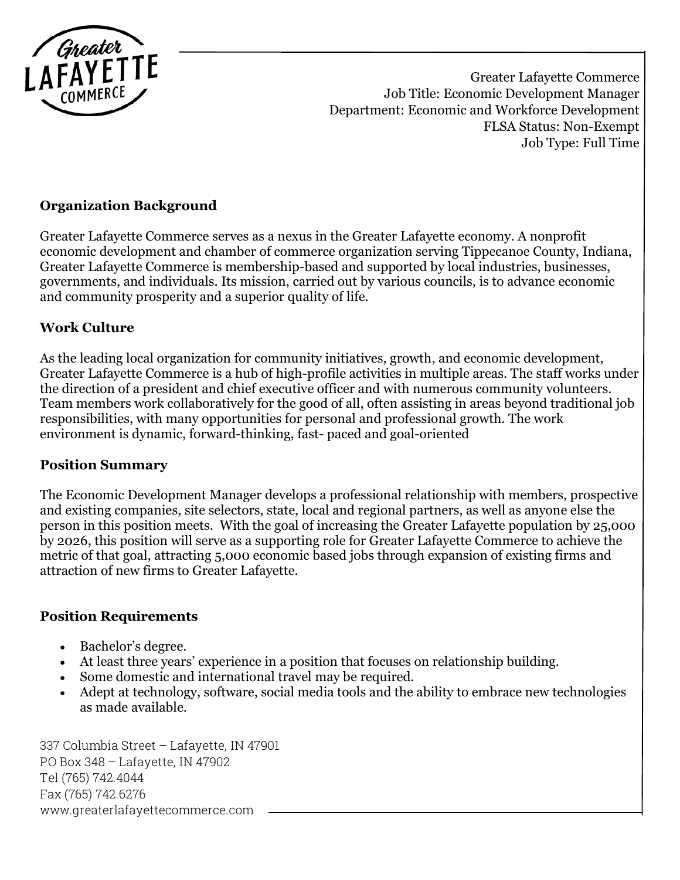Greater Lafayette Commerce
Job Title: Economic Development Manager
Department: Economic and Workforce Development
FLSA Status: Non-Exempt
Job Type: Full Time

## Organization Background

Greater Lafayette Commerce serves as a nexus in the Greater Lafayette economy. A nonprofit economic development and chamber of commerce organization serving Tippecanoe County, Indiana, Greater Lafayette Commerce is membership-based and supported by local industries, businesses, governments, and individuals. Its mission, carried out by various councils, is to advance economic and community prosperity and a superior quality of life.

## Work Culture

As the leading local organization for community initiatives, growth, and economic development, Greater Lafayette Commerce is a hub of high-profile activities in multiple areas. The staff works under the direction of a president and chief executive officer and with numerous community volunteers. Team members work collaboratively for the good of all, often assisting in areas beyond traditional job responsibilities, with many opportunities for personal and professional growth. The work environment is dynamic, forward-thinking, fast- paced and goal-oriented

## Position Summary

The Economic Development Manager develops a professional relationship with members, prospective and existing companies, site selectors, state, local and regional partners, as well as anyone else the person in this position meets. With the goal of increasing the Greater Lafayette population by 25,000 by 2026, this position will serve as a supporting role for Greater Lafayette Commerce to achieve the metric of that goal, attracting 5,000 economic based jobs through expansion of existing firms and attraction of new firms to Greater Lafayette.

## Position Requirements

- Bachelor's degree.
- At least three years' experience in a position that focuses on relationship building.
- Some domestic and international travel may be required.
- Adept at technology, software, social media tools and the ability to embrace new technologies as made available.

337 Columbia Street – Lafayette, IN 47901
PO Box 348 – Lafayette, IN 47902
Tel (765) 742.4044
Fax (765) 742.6276
www.greaterlafayettecommerce.com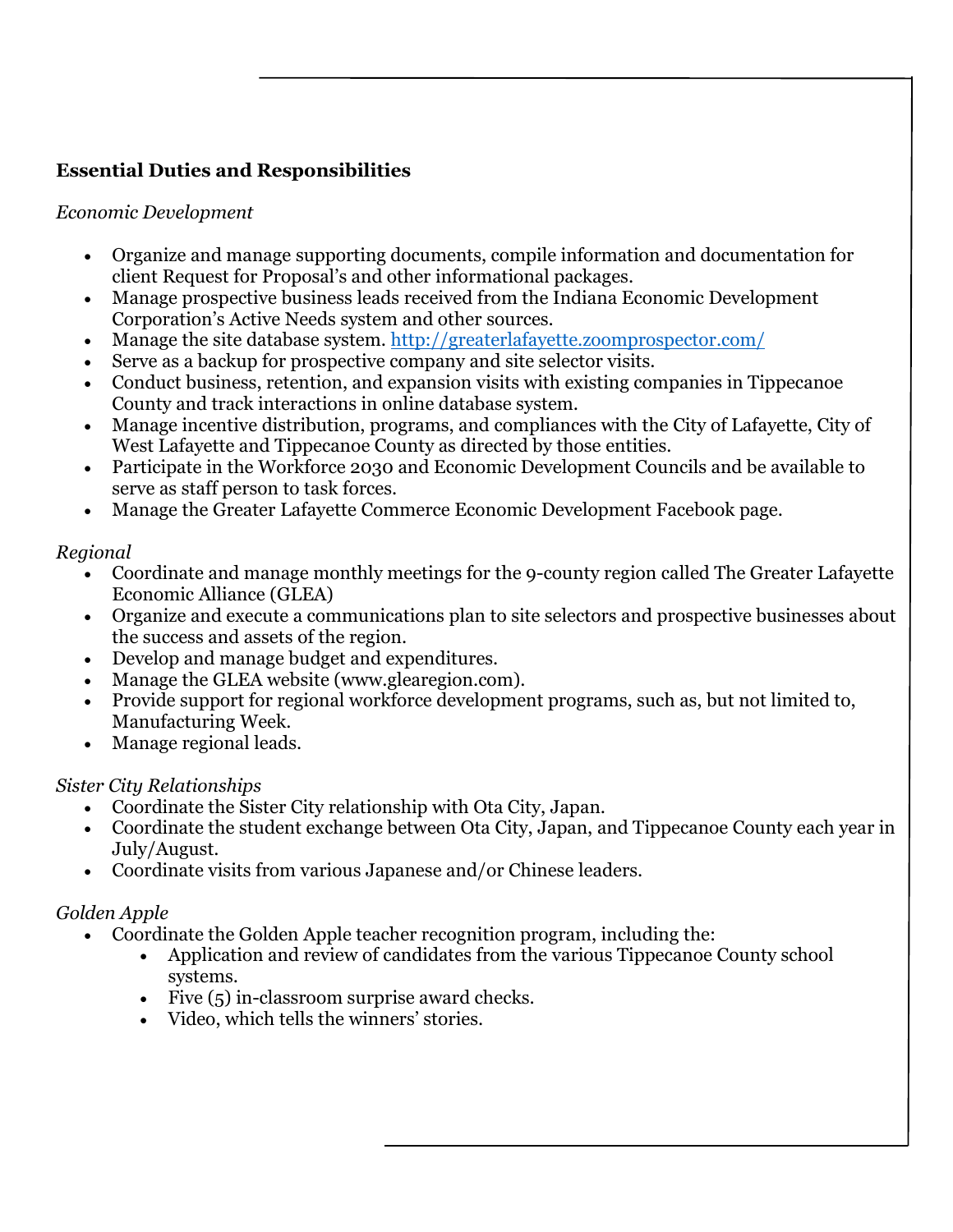**Essential Duties and Responsibilities**

*Economic Development*

- Organize and manage supporting documents, compile information and documentation for client Request for Proposal's and other informational packages.
- Manage prospective business leads received from the Indiana Economic Development Corporation's Active Needs system and other sources.
- Manage the site database system. [http://greaterlafayette.zoomprospector.com/](http://greaterlafayette.zoomprospector.com/)
- Serve as a backup for prospective company and site selector visits.
- Conduct business, retention, and expansion visits with existing companies in Tippecanoe County and track interactions in online database system.
- Manage incentive distribution, programs, and compliances with the City of Lafayette, City of West Lafayette and Tippecanoe County as directed by those entities.
- Participate in the Workforce 2030 and Economic Development Councils and be available to serve as staff person to task forces.
- Manage the Greater Lafayette Commerce Economic Development Facebook page.

*Regional*

- Coordinate and manage monthly meetings for the 9-county region called The Greater Lafayette Economic Alliance (GLEA)
- Organize and execute a communications plan to site selectors and prospective businesses about the success and assets of the region.
- Develop and manage budget and expenditures.
- Manage the GLEA website (www.glearegion.com).
- Provide support for regional workforce development programs, such as, but not limited to, Manufacturing Week.
- Manage regional leads.

*Sister City Relationships*

- Coordinate the Sister City relationship with Ota City, Japan.
- Coordinate the student exchange between Ota City, Japan, and Tippecanoe County each year in July/August.
- Coordinate visits from various Japanese and/or Chinese leaders.

*Golden Apple*

- Coordinate the Golden Apple teacher recognition program, including the:
  - Application and review of candidates from the various Tippecanoe County school systems.
  - Five (5) in-classroom surprise award checks.
  - Video, which tells the winners' stories.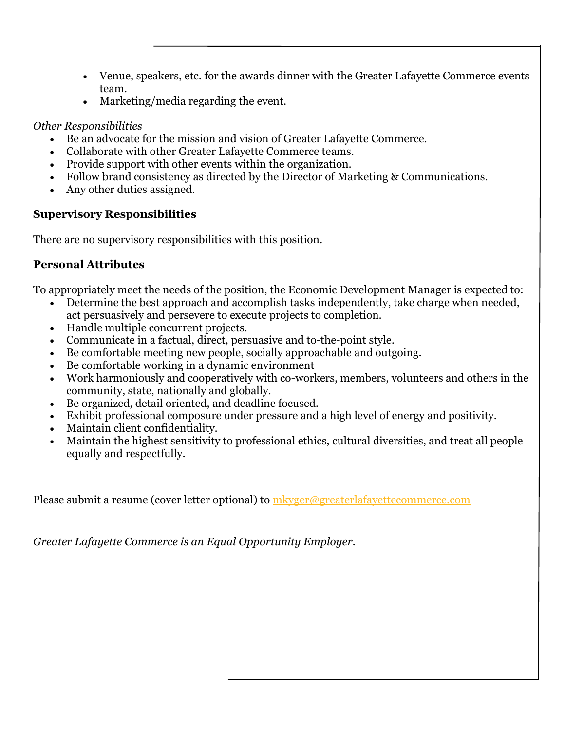- Venue, speakers, etc. for the awards dinner with the Greater Lafayette Commerce events team.
- Marketing/media regarding the event.

*Other Responsibilities*

- Be an advocate for the mission and vision of Greater Lafayette Commerce.
- Collaborate with other Greater Lafayette Commerce teams.
- Provide support with other events within the organization.
- Follow brand consistency as directed by the Director of Marketing & Communications.
- Any other duties assigned.

**Supervisory Responsibilities**

There are no supervisory responsibilities with this position.

**Personal Attributes**

To appropriately meet the needs of the position, the Economic Development Manager is expected to:

- Determine the best approach and accomplish tasks independently, take charge when needed, act persuasively and persevere to execute projects to completion.
- Handle multiple concurrent projects.
- Communicate in a factual, direct, persuasive and to-the-point style.
- Be comfortable meeting new people, socially approachable and outgoing.
- Be comfortable working in a dynamic environment
- Work harmoniously and cooperatively with co-workers, members, volunteers and others in the community, state, nationally and globally.
- Be organized, detail oriented, and deadline focused.
- Exhibit professional composure under pressure and a high level of energy and positivity.
- Maintain client confidentiality.
- Maintain the highest sensitivity to professional ethics, cultural diversities, and treat all people equally and respectfully.

Please submit a resume (cover letter optional) to mkyger@greaterlafayettecommerce.com

*Greater Lafayette Commerce is an Equal Opportunity Employer.*